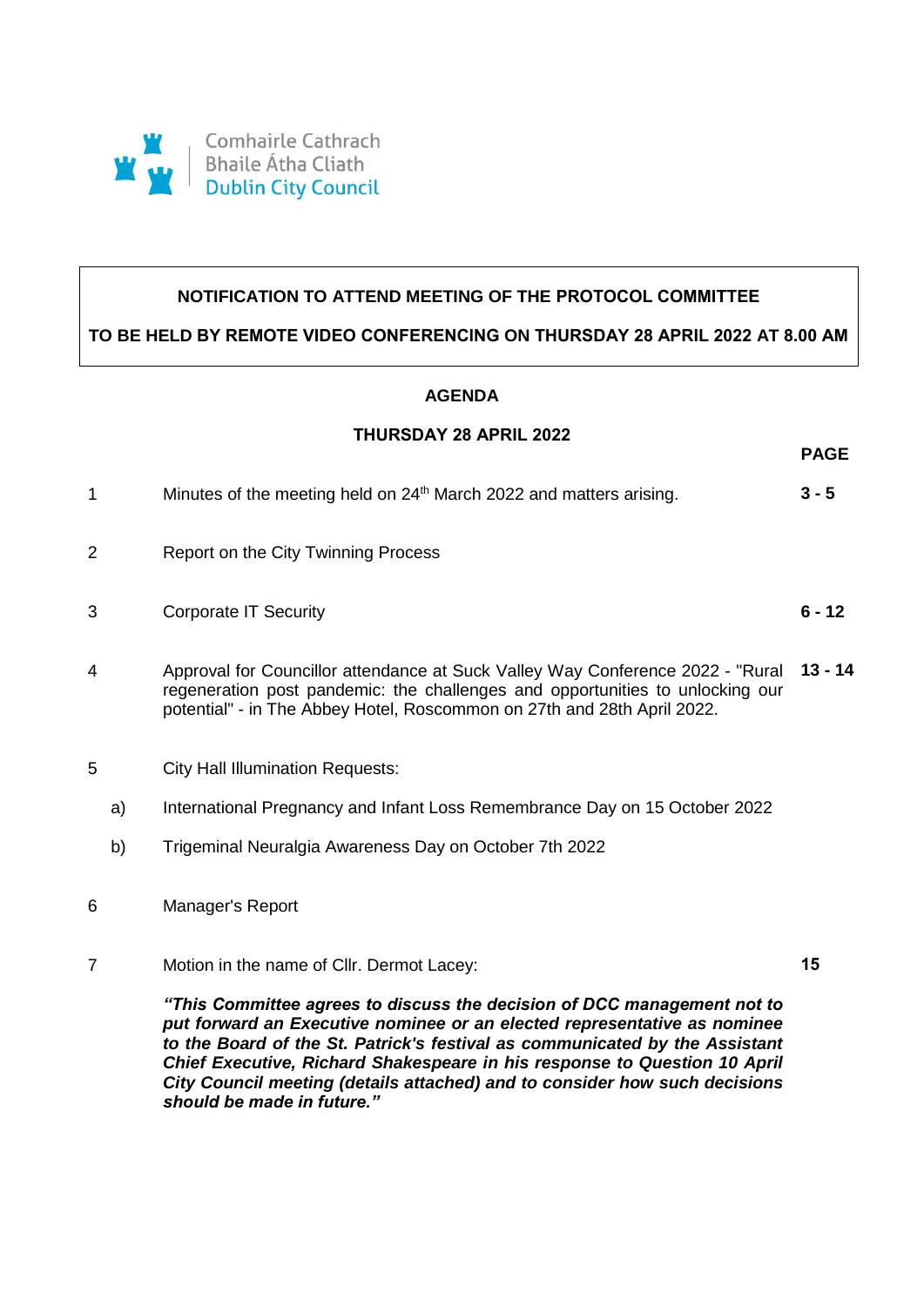Comhairle Cathrach
Bhaile Átha Cliath
Dublin City Council

**NOTIFICATION TO ATTEND MEETING OF THE PROTOCOL COMMITTEE**

**TO BE HELD BY REMOTE VIDEO CONFERENCING ON THURSDAY 28 APRIL 2022 AT 8.00 AM**

## AGENDA

### THURSDAY 28 APRIL 2022

| | | PAGE |
|---|---|---|
| 1 | Minutes of the meeting held on 24th March 2022 and matters arising. | **3 - 5** |
| 2 | Report on the City Twinning Process | |
| 3 | Corporate IT Security | **6 - 12** |
| 4 | Approval for Councillor attendance at Suck Valley Way Conference 2022 - "Rural regeneration post pandemic: the challenges and opportunities to unlocking our potential" - in The Abbey Hotel, Roscommon on 27th and 28th April 2022. | **13 - 14** |
| 5 | City Hall Illumination Requests: | |
| | a) International Pregnancy and Infant Loss Remembrance Day on 15 October 2022 | |
| | b) Trigeminal Neuralgia Awareness Day on October 7th 2022 | |
| 6 | Manager's Report | |
| 7 | Motion in the name of Cllr. Dermot Lacey: | **15** |

***"This Committee agrees to discuss the decision of DCC management not to put forward an Executive nominee or an elected representative as nominee to the Board of the St. Patrick's festival as communicated by the Assistant Chief Executive, Richard Shakespeare in his response to Question 10 April City Council meeting (details attached) and to consider how such decisions should be made in future."***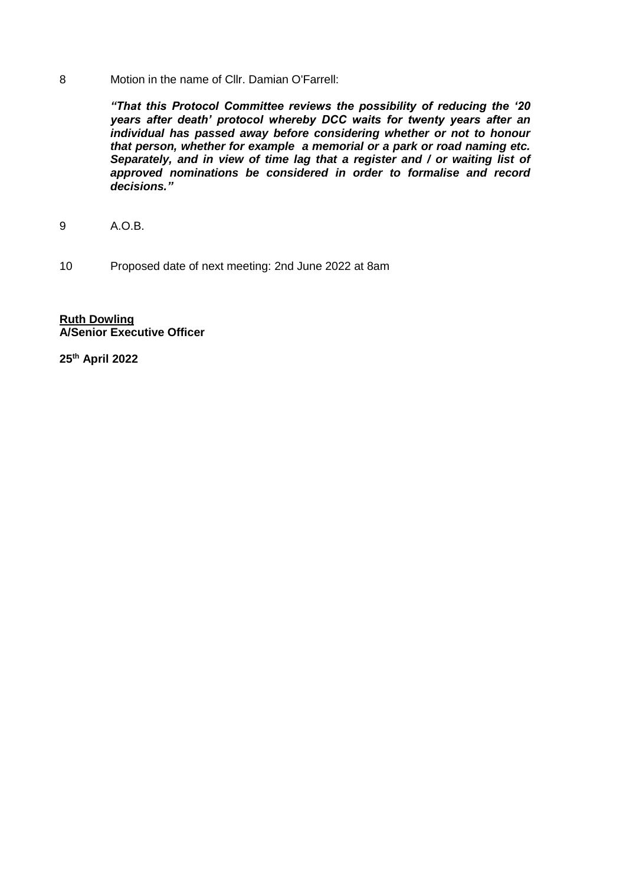8 Motion in the name of Cllr. Damian O'Farrell:

***"That this Protocol Committee reviews the possibility of reducing the '20 years after death' protocol whereby DCC waits for twenty years after an individual has passed away before considering whether or not to honour that person, whether for example a memorial or a park or road naming etc. Separately, and in view of time lag that a register and / or waiting list of approved nominations be considered in order to formalise and record decisions."***

9 A.O.B.

10 Proposed date of next meeting: 2nd June 2022 at 8am

**Ruth Dowling**
**A/Senior Executive Officer**

**25th April 2022**